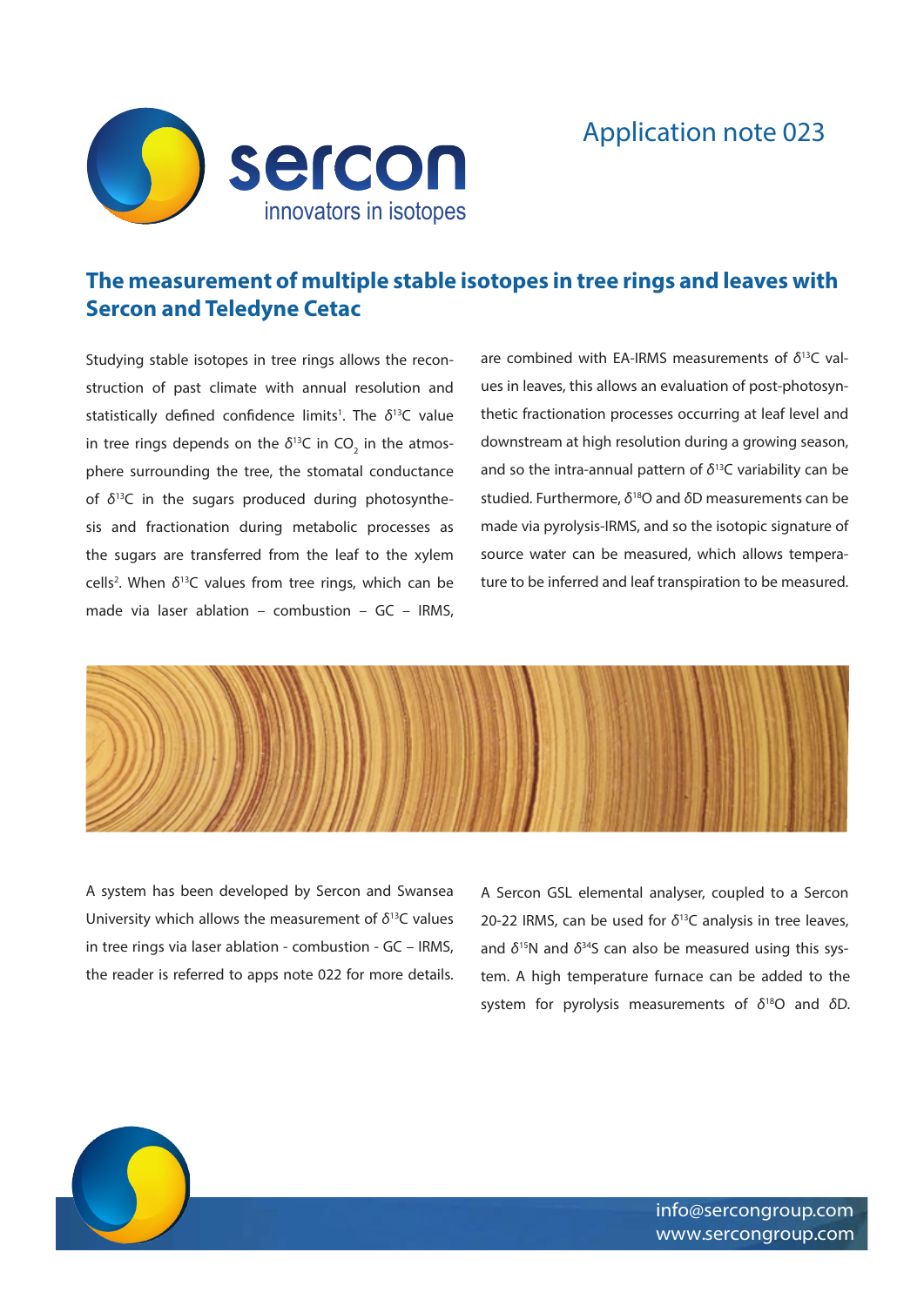Application note 023

# The measurement of multiple stable isotopes in tree rings and leaves with Sercon and Teledyne Cetac

Studying stable isotopes in tree rings allows the reconstruction of past climate with annual resolution and statistically defined confidence limits[1]. The $\delta^{13}C$ value in tree rings depends on the $\delta^{13}C$ in $CO_2$ in the atmosphere surrounding the tree, the stomatal conductance of $\delta^{13}C$ in the sugars produced during photosynthesis and fractionation during metabolic processes as the sugars are transferred from the leaf to the xylem cells[2]. When $\delta^{13}C$ values from tree rings, which can be made via laser ablation – combustion – GC – IRMS, are combined with EA-IRMS measurements of $\delta^{13}C$ values in leaves, this allows an evaluation of post-photosynthetic fractionation processes occurring at leaf level and downstream at high resolution during a growing season, and so the intra-annual pattern of $\delta^{13}C$ variability can be studied. Furthermore, $\delta^{18}O$ and $\delta D$ measurements can be made via pyrolysis-IRMS, and so the isotopic signature of source water can be measured, which allows temperature to be inferred and leaf transpiration to be measured.

A system has been developed by Sercon and Swansea University which allows the measurement of $\delta^{13}C$ values in tree rings via laser ablation - combustion - GC – IRMS, the reader is referred to apps note 022 for more details.

A Sercon GSL elemental analyser, coupled to a Sercon 20-22 IRMS, can be used for $\delta^{13}C$ analysis in tree leaves, and $\delta^{15}N$ and $\delta^{34}S$ can also be measured using this system. A high temperature furnace can be added to the system for pyrolysis measurements of $\delta^{18}O$ and $\delta D$.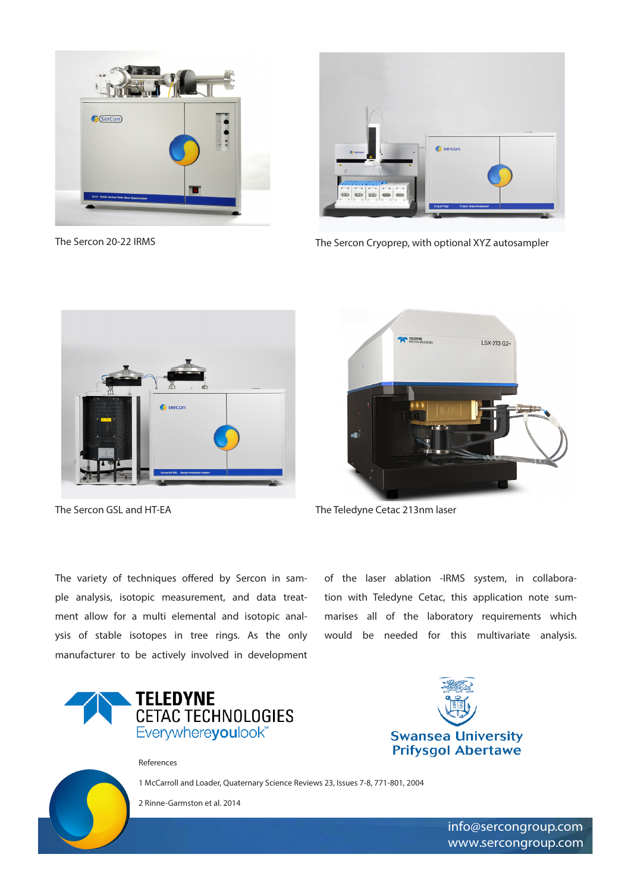The Sercon 20-22 IRMS

The Sercon Cryoprep, with optional XYZ autosampler

The Sercon GSL and HT-EA

The Teledyne Cetac 213nm laser

The variety of techniques offered by Sercon in sample analysis, isotopic measurement, and data treatment allow for a multi elemental and isotopic analysis of stable isotopes in tree rings. As the only manufacturer to be actively involved in development of the laser ablation -IRMS system, in collaboration with Teledyne Cetac, this application note summarises all of the laboratory requirements which would be needed for this multivariate analysis.

TELEDYNE CETAC TECHNOLOGIES Everywhereyoulook™

Swansea University Prifysgol Abertawe

References

1 McCarroll and Loader, Quaternary Science Reviews 23, Issues 7-8, 771-801, 2004

2 Rinne-Garmston et al. 2014

info@sercongroup.com
www.sercongroup.com